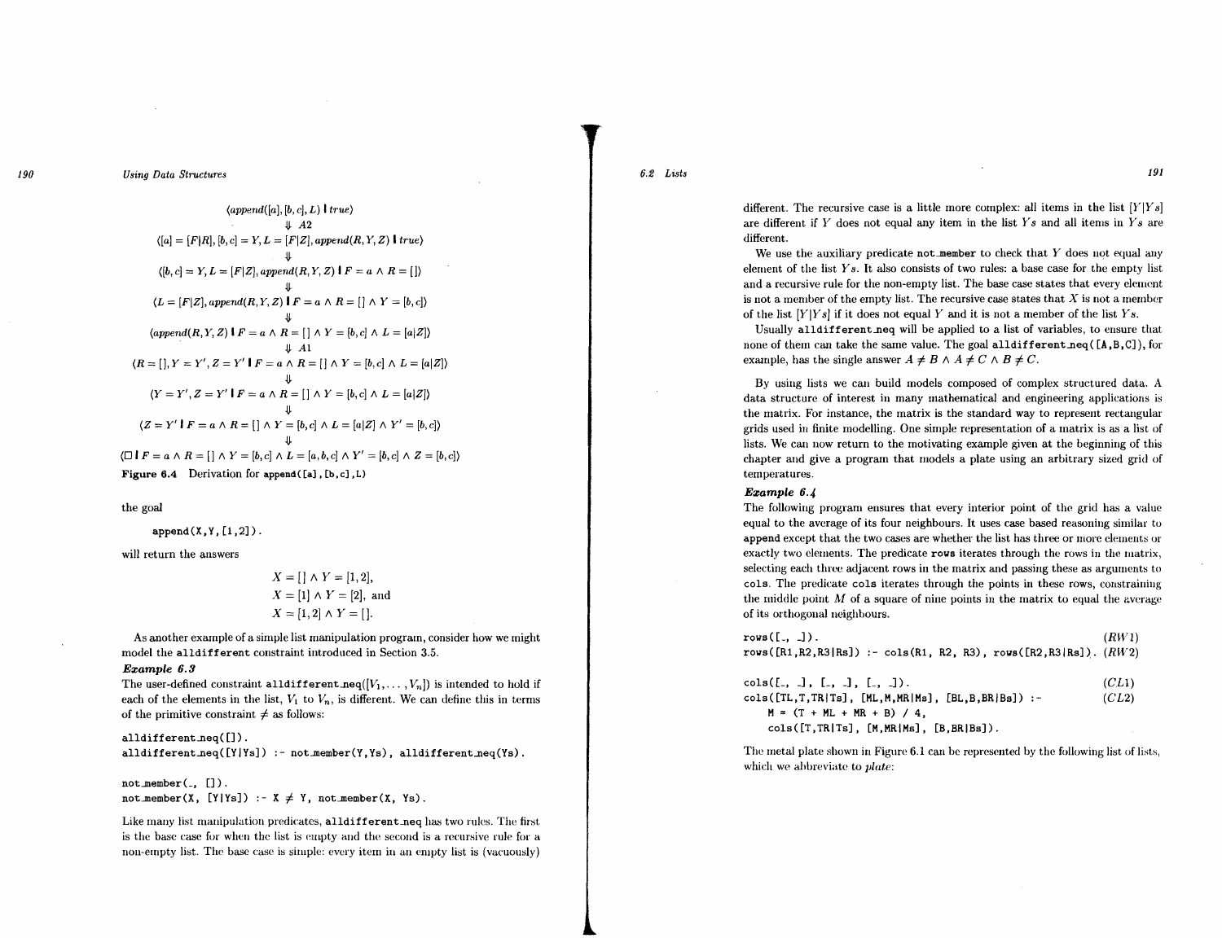$$\langle append([a], [b, c], L) \mid true \rangle$$
$$\Downarrow A2$$
$$\langle [a] = [F|R], [b, c] = Y, L = [F|Z], append(R, Y, Z) \mid true \rangle$$
$$\Downarrow$$
$$\langle [b, c] = Y, L = [F|Z], append(R, Y, Z) \mid F = a \wedge R = [\,] \rangle$$
$$\Downarrow$$
$$\langle L = [F|Z], append(R, Y, Z) \mid F = a \wedge R = [\,] \wedge Y = [b, c] \rangle$$
$$\Downarrow$$
$$\langle append(R, Y, Z) \mid F = a \wedge R = [\,] \wedge Y = [b, c] \wedge L = [a|Z] \rangle$$
$$\Downarrow A1$$
$$\langle R = [\,], Y = Y', Z = Y' \mid F = a \wedge R = [\,] \wedge Y = [b, c] \wedge L = [a|Z] \rangle$$
$$\Downarrow$$
$$\langle Y = Y', Z = Y' \mid F = a \wedge R = [\,] \wedge Y = [b, c] \wedge L = [a|Z] \rangle$$
$$\Downarrow$$
$$\langle Z = Y' \mid F = a \wedge R = [\,] \wedge Y = [b, c] \wedge L = [a|Z] \wedge Y' = [b, c] \rangle$$
$$\Downarrow$$
$$\langle \Box \mid F = a \wedge R = [\,] \wedge Y = [b, c] \wedge L = [a, b, c] \wedge Y' = [b, c] \wedge Z = [b, c] \rangle$$

**Figure 6.4** Derivation for `append([a],[b,c],L)`

the goal

```
append(X,Y,[1,2]).
```

will return the answers

$$X = [\,] \wedge Y = [1, 2],$$
$$X = [1] \wedge Y = [2], \text{ and}$$
$$X = [1, 2] \wedge Y = [\,].$$

As another example of a simple list manipulation program, consider how we might model the `alldifferent` constraint introduced in Section 3.5.

***Example 6.3***

The user-defined constraint `alldifferent_neq`$([V_1, \ldots, V_n])$ is intended to hold if each of the elements in the list, $V_1$ to $V_n$, is different. We can define this in terms of the primitive constraint $\neq$ as follows:

```
alldifferent_neq([]).
alldifferent_neq([Y|Ys]) :- not_member(Y,Ys), alldifferent_neq(Ys).

not_member(_, []).
not_member(X, [Y|Ys]) :- X ≠ Y, not_member(X, Ys).
```

Like many list manipulation predicates, `alldifferent_neq` has two rules. The first is the base case for when the list is empty and the second is a recursive rule for a non-empty list. The base case is simple: every item in an empty list is (vacuously) different. The recursive case is a little more complex: all items in the list $[Y|Ys]$ are different if $Y$ does not equal any item in the list $Ys$ and all items in $Ys$ are different.

We use the auxiliary predicate `not_member` to check that $Y$ does not equal any element of the list $Ys$. It also consists of two rules: a base case for the empty list and a recursive rule for the non-empty list. The base case states that every element is not a member of the empty list. The recursive case states that $X$ is not a member of the list $[Y|Ys]$ if it does not equal $Y$ and it is not a member of the list $Ys$.

Usually `alldifferent_neq` will be applied to a list of variables, to ensure that none of them can take the same value. The goal `alldifferent_neq([A,B,C])`, for example, has the single answer $A \neq B \wedge A \neq C \wedge B \neq C$.

By using lists we can build models composed of complex structured data. A data structure of interest in many mathematical and engineering applications is the matrix. For instance, the matrix is the standard way to represent rectangular grids used in finite modelling. One simple representation of a matrix is as a list of lists. We can now return to the motivating example given at the beginning of this chapter and give a program that models a plate using an arbitrary sized grid of temperatures.

***Example 6.4***

The following program ensures that every interior point of the grid has a value equal to the average of its four neighbours. It uses case based reasoning similar to `append` except that the two cases are whether the list has three or more elements or exactly two elements. The predicate `rows` iterates through the rows in the matrix, selecting each three adjacent rows in the matrix and passing these as arguments to `cols`. The predicate `cols` iterates through the points in these rows, constraining the middle point $M$ of a square of nine points in the matrix to equal the average of its orthogonal neighbours.

```
rows([_, _]).                                                    (RW1)
rows([R1,R2,R3|Rs]) :- cols(R1, R2, R3), rows([R2,R3|Rs]).     (RW2)

cols([_, _], [_, _], [_, _]).                                    (CL1)
cols([TL,T,TR|Ts], [ML,M,MR|Ms], [BL,B,BR|Bs]) :-               (CL2)
    M = (T + ML + MR + B) / 4,
    cols([T,TR|Ts], [M,MR|Ms], [B,BR|Bs]).
```

The metal plate shown in Figure 6.1 can be represented by the following list of lists, which we abbreviate to *plate*: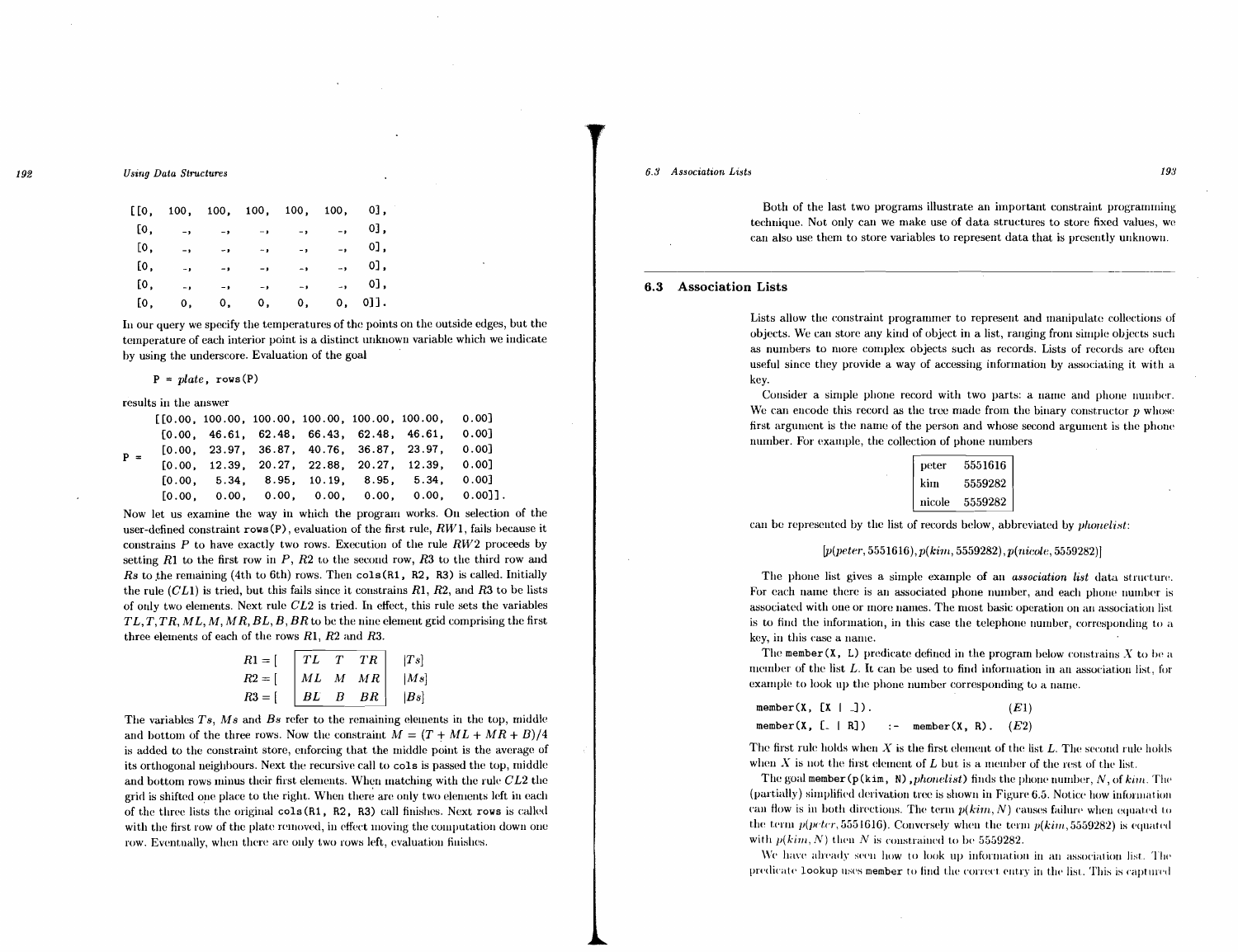```
[[0, 100, 100, 100, 100, 100, 0],
 [0,  _,   _,   _,   _,   _,  0],
 [0,  _,   _,   _,   _,   _,  0],
 [0,  _,   _,   _,   _,   _,  0],
 [0,  _,   _,   _,   _,   _,  0],
 [0,  0,   0,   0,   0,   0,  0]].
```

In our query we specify the temperatures of the points on the outside edges, but the temperature of each interior point is a distinct unknown variable which we indicate by using the underscore. Evaluation of the goal

`P = plate, rows(P)`

results in the answer

```
    [[0.00, 100.00, 100.00, 100.00, 100.00, 100.00,  0.00]
     [0.00,  46.61,  62.48,  66.43,  62.48,  46.61,  0.00]
P =  [0.00,  23.97,  36.87,  40.76,  36.87,  23.97,  0.00]
     [0.00,  12.39,  20.27,  22.88,  20.27,  12.39,  0.00]
     [0.00,   5.34,   8.95,  10.19,   8.95,   5.34,  0.00]
     [0.00,   0.00,   0.00,   0.00,   0.00,   0.00,  0.00]].
```

Now let us examine the way in which the program works. On selection of the user-defined constraint `rows(P)`, evaluation of the first rule, $RW1$, fails because it constrains $P$ to have exactly two rows. Execution of the rule $RW2$ proceeds by setting $R1$ to the first row in $P$, $R2$ to the second row, $R3$ to the third row and $Rs$ to the remaining (4th to 6th) rows. Then `cols(R1, R2, R3)` is called. Initially the rule ($CL1$) is tried, but this fails since it constrains $R1$, $R2$, and $R3$ to be lists of only two elements. Next rule $CL2$ is tried. In effect, this rule sets the variables $TL, T, TR, ML, M, MR, BL, B, BR$ to be the nine element grid comprising the first three elements of each of the rows $R1$, $R2$ and $R3$.

$$
\begin{array}{ll}
R1 = [ & \boxed{TL \quad T \quad TR} \quad |Ts] \\
R2 = [ & \boxed{ML \quad M \quad MR} \quad |Ms] \\
R3 = [ & \boxed{BL \quad B \quad BR} \quad |Bs]
\end{array}
$$

The variables $Ts$, $Ms$ and $Bs$ refer to the remaining elements in the top, middle and bottom of the three rows. Now the constraint $M = (T + ML + MR + B)/4$ is added to the constraint store, enforcing that the middle point is the average of its orthogonal neighbours. Next the recursive call to `cols` is passed the top, middle and bottom rows minus their first elements. When matching with the rule $CL2$ the grid is shifted one place to the right. When there are only two elements left in each of the three lists the original `cols(R1, R2, R3)` call finishes. Next `rows` is called with the first row of the plate removed, in effect moving the computation down one row. Eventually, when there are only two rows left, evaluation finishes.

Both of the last two programs illustrate an important constraint programming technique. Not only can we make use of data structures to store fixed values, we can also use them to store variables to represent data that is presently unknown.

## 6.3 Association Lists

Lists allow the constraint programmer to represent and manipulate collections of objects. We can store any kind of object in a list, ranging from simple objects such as numbers to more complex objects such as records. Lists of records are often useful since they provide a way of accessing information by associating it with a key.

Consider a simple phone record with two parts: a name and phone number. We can encode this record as the tree made from the binary constructor $p$ whose first argument is the name of the person and whose second argument is the phone number. For example, the collection of phone numbers

| | |
|---|---|
| peter | 5551616 |
| kim | 5559282 |
| nicole | 5559282 |

can be represented by the list of records below, abbreviated by *phonelist*:

$$[p(peter, 5551616), p(kim, 5559282), p(nicole, 5559282)]$$

The phone list gives a simple example of an ***association list*** data structure. For each name there is an associated phone number, and each phone number is associated with one or more names. The most basic operation on an association list is to find the information, in this case the telephone number, corresponding to a key, in this case a name.

The `member(X, L)` predicate defined in the program below constrains $X$ to be a member of the list $L$. It can be used to find information in an association list, for example to look up the phone number corresponding to a name.

```
member(X, [X | _]).                          (E1)
member(X, [_ | R])   :-   member(X, R).      (E2)
```

The first rule holds when $X$ is the first element of the list $L$. The second rule holds when $X$ is not the first element of $L$ but is a member of the rest of the list.

The goal `member(p(kim, N),`*phonelist*`)` finds the phone number, $N$, of *kim*. The (partially) simplified derivation tree is shown in Figure 6.5. Notice how information can flow is in both directions. The term $p(kim, N)$ causes failure when equated to the term $p(peter, 5551616)$. Conversely when the term $p(kim, 5559282)$ is equated with $p(kim, N)$ then $N$ is constrained to be 5559282.

We have already seen how to look up information in an association list. The predicate `lookup` uses `member` to find the correct entry in the list. This is captured